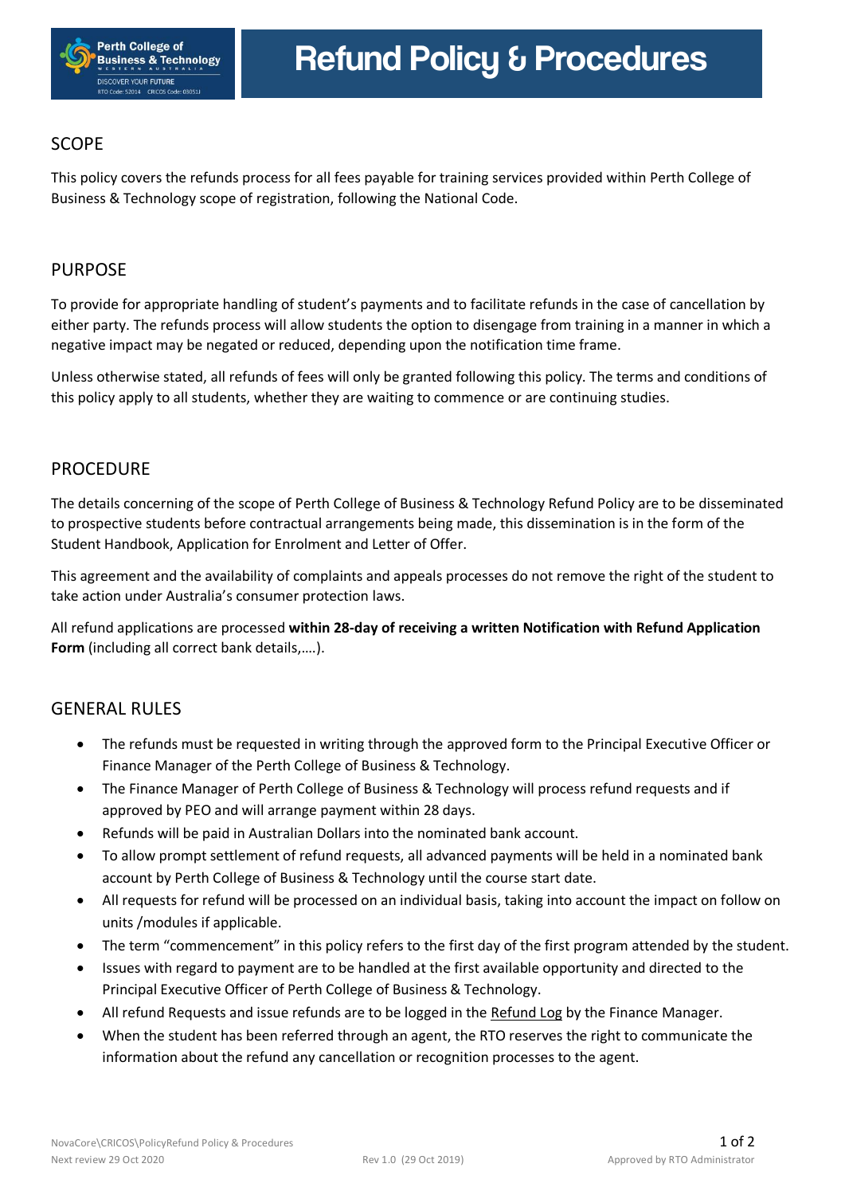# Refund Policy & Procedures

## SCOPE

This policy covers the refunds process for all fees payable for training services provided within Perth College of Business & Technology scope of registration, following the National Code.

## PURPOSE

To provide for appropriate handling of student's payments and to facilitate refunds in the case of cancellation by either party. The refunds process will allow students the option to disengage from training in a manner in which a negative impact may be negated or reduced, depending upon the notification time frame.

Unless otherwise stated, all refunds of fees will only be granted following this policy. The terms and conditions of this policy apply to all students, whether they are waiting to commence or are continuing studies.

## PROCEDURE

The details concerning of the scope of Perth College of Business & Technology Refund Policy are to be disseminated to prospective students before contractual arrangements being made, this dissemination is in the form of the Student Handbook, Application for Enrolment and Letter of Offer.

This agreement and the availability of complaints and appeals processes do not remove the right of the student to take action under Australia's consumer protection laws.

All refund applications are processed **within 28-day of receiving a written Notification with Refund Application Form** (including all correct bank details,….).

## GENERAL RULES

- The refunds must be requested in writing through the approved form to the Principal Executive Officer or Finance Manager of the Perth College of Business & Technology.
- The Finance Manager of Perth College of Business & Technology will process refund requests and if approved by PEO and will arrange payment within 28 days.
- Refunds will be paid in Australian Dollars into the nominated bank account.
- To allow prompt settlement of refund requests, all advanced payments will be held in a nominated bank account by Perth College of Business & Technology until the course start date.
- All requests for refund will be processed on an individual basis, taking into account the impact on follow on units /modules if applicable.
- The term "commencement" in this policy refers to the first day of the first program attended by the student.
- Issues with regard to payment are to be handled at the first available opportunity and directed to the Principal Executive Officer of Perth College of Business & Technology.
- All refund Requests and issue refunds are to be logged in the Refund Log by the Finance Manager.
- When the student has been referred through an agent, the RTO reserves the right to communicate the information about the refund any cancellation or recognition processes to the agent.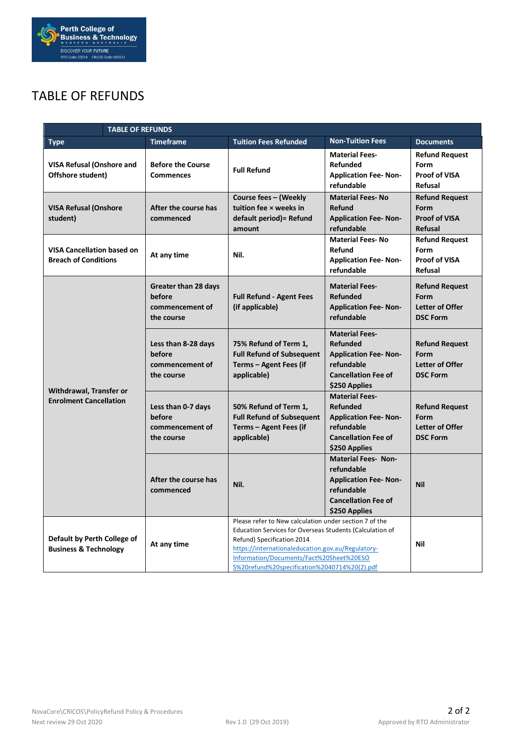# TABLE OF REFUNDS

| TABLE OF REFUNDS | | | | |
|---|---|---|---|---|
| **Type** | **Timeframe** | **Tuition Fees Refunded** | **Non-Tuition Fees** | **Documents** |
| **VISA Refusal (Onshore and Offshore student)** | **Before the Course Commences** | **Full Refund** | **Material Fees- Refunded Application Fee- Non-refundable** | **Refund Request Form Proof of VISA Refusal** |
| **VISA Refusal (Onshore student)** | **After the course has commenced** | **Course fees – (Weekly tuition fee × weeks in default period)= Refund amount** | **Material Fees- No Refund Application Fee- Non-refundable** | **Refund Request Form Proof of VISA Refusal** |
| **VISA Cancellation based on Breach of Conditions** | **At any time** | **Nil.** | **Material Fees- No Refund Application Fee- Non-refundable** | **Refund Request Form Proof of VISA Refusal** |
| **Withdrawal, Transfer or Enrolment Cancellation** | **Greater than 28 days before commencement of the course** | **Full Refund - Agent Fees (if applicable)** | **Material Fees- Refunded Application Fee- Non-refundable** | **Refund Request Form Letter of Offer DSC Form** |
| | **Less than 8-28 days before commencement of the course** | **75% Refund of Term 1, Full Refund of Subsequent Terms – Agent Fees (if applicable)** | **Material Fees- Refunded Application Fee- Non-refundable Cancellation Fee of $250 Applies** | **Refund Request Form Letter of Offer DSC Form** |
| | **Less than 0-7 days before commencement of the course** | **50% Refund of Term 1, Full Refund of Subsequent Terms – Agent Fees (if applicable)** | **Material Fees- Refunded Application Fee- Non-refundable Cancellation Fee of $250 Applies** | **Refund Request Form Letter of Offer DSC Form** |
| | **After the course has commenced** | **Nil.** | **Material Fees- Non-refundable Application Fee- Non-refundable Cancellation Fee of $250 Applies** | **Nil** |
| **Default by Perth College of Business & Technology** | **At any time** | Please refer to New calculation under section 7 of the Education Services for Overseas Students (Calculation of Refund) Specification 2014 https://internationaleducation.gov.au/Regulatory-Information/Documents/Fact%20Sheet%20ESOS%20refund%20specification%2040714%20(2).pdf | | **Nil** |